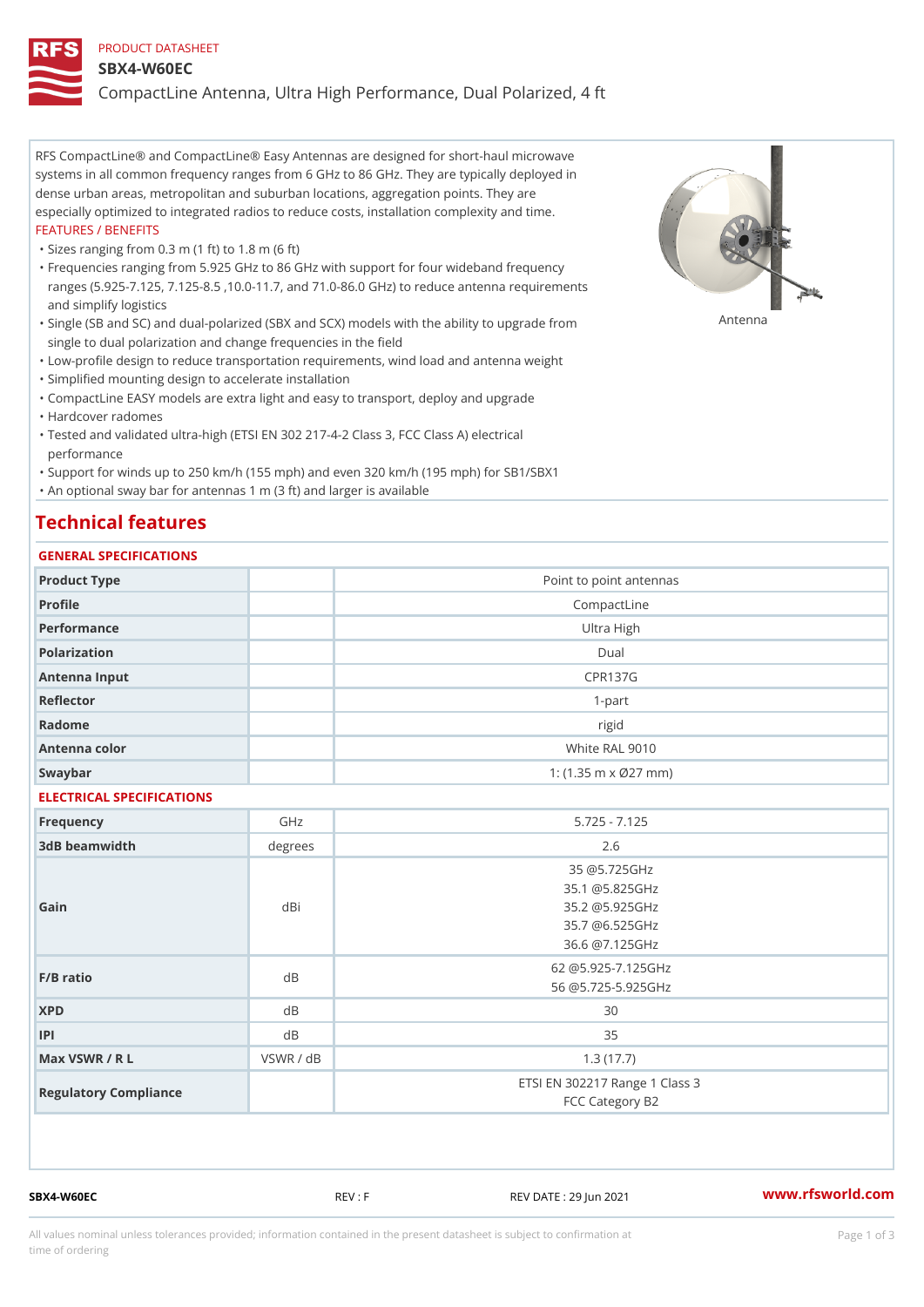PRODUCT DATASHEET

# SBX4-W60EC

## CompactLine Antenna, Ultra High Performance, Dual Polarized, 4 ft

RFS CompactLine® and CompactLine® Easy Antennas are designed for short-haul microwave systems in all common frequency ranges from 6 GHz to 86 GHz. They are typically deployed in dense urban areas, metropolitan and suburban locations, aggregation points. They are especially optimized to integrated radios to reduce costs, installation complexity and time.

FEATURES / BENEFITS

- Sizes ranging from 0.3 m (1 ft) to 1.8 m (6 ft)
- Frequencies ranging from 5.925 GHz to 86 GHz with support for four wideband frequency ranges (5.925-7.125, 7.125-8.5 ,10.0-11.7, and 71.0-86.0 GHz) to reduce antenna requirements and simplify logistics
- Single (SB and SC) and dual-polarized (SBX and SCX) models with the ability to upgrade from single to dual polarization and change frequencies in the field
- Low-profile design to reduce transportation requirements, wind load and antenna weight
- Simplified mounting design to accelerate installation
- CompactLine EASY models are extra light and easy to transport, deploy and upgrade
- Hardcover radomes
- Tested and validated ultra-high (ETSI EN 302 217-4-2 Class 3, FCC Class A) electrical performance
- Support for winds up to 250 km/h (155 mph) and even 320 km/h (195 mph) for SB1/SBX1
- An optional sway bar for antennas 1 m (3 ft) and larger is available

Antenna

## Technical features

### GENERAL SPECIFICATIONS

| | | |
|---|---|---|
| Product Type | | Point to point antennas |
| Profile | | CompactLine |
| Performance | | Ultra High |
| Polarization | | Dual |
| Antenna Input | | CPR137G |
| Reflector | | 1-part |
| Radome | | rigid |
| Antenna color | | White RAL 9010 |
| Swaybar | | 1: (1.35 m x Ø27 mm) |

### ELECTRICAL SPECIFICATIONS

| | | |
|---|---|---|
| Frequency | GHz | 5.725 - 7.125 |
| 3dB beamwidth | degrees | 2.6 |
| Gain | dBi | 35 @5.725GHz<br>35.1 @5.825GHz<br>35.2 @5.925GHz<br>35.7 @6.525GHz<br>36.6 @7.125GHz |
| F/B ratio | dB | 62 @5.925-7.125GHz<br>56 @5.725-5.925GHz |
| XPD | dB | 30 |
| IPI | dB | 35 |
| Max VSWR / R L | VSWR / dB | 1.3 (17.7) |
| Regulatory Compliance | | ETSI EN 302217 Range 1 Class 3<br>FCC Category B2 |

SBX4-W60EC REV : F REV DATE : 29 Jun 2021 www.rfsworld.com

All values nominal unless tolerances provided; information contained in the present datasheet is subject to confirmation at time of ordering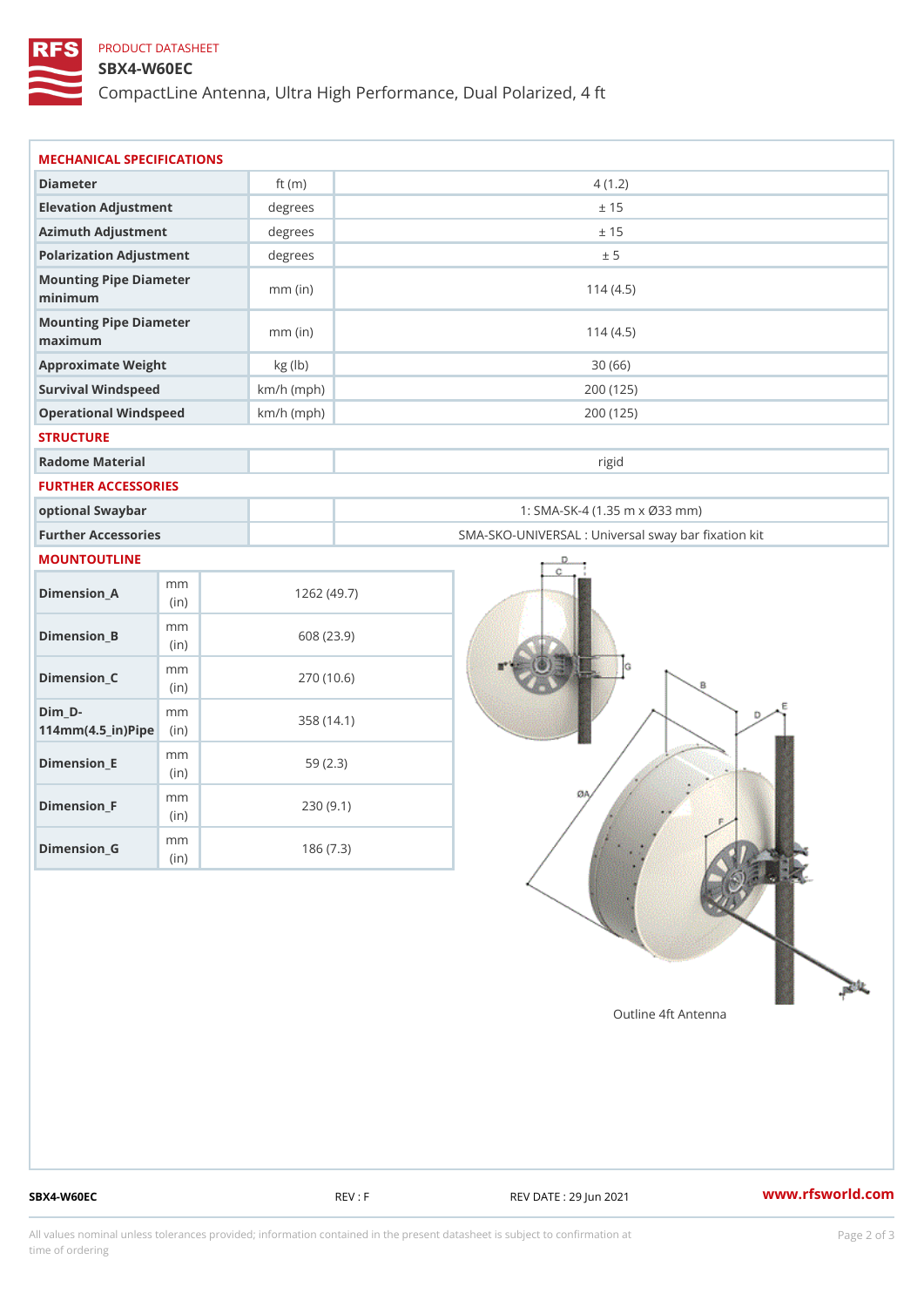PRODUCT DATASHEET

# SBX4-W60EC

CompactLine Antenna, Ultra High Performance, Dual Polarized, 4 ft

## MECHANICAL SPECIFICATIONS

| | | |
|---|---|---|
| Diameter | ft (m) | 4 (1.2) |
| Elevation Adjustment | degrees | ± 15 |
| Azimuth Adjustment | degrees | ± 15 |
| Polarization Adjustment | degrees | ± 5 |
| Mounting Pipe Diameter minimum | mm (in) | 114 (4.5) |
| Mounting Pipe Diameter maximum | mm (in) | 114 (4.5) |
| Approximate Weight | kg (lb) | 30 (66) |
| Survival Windspeed | km/h (mph) | 200 (125) |
| Operational Windspeed | km/h (mph) | 200 (125) |

## STRUCTURE

| | | |
|---|---|---|
| Radome Material | | rigid |

## FURTHER ACCESSORIES

| | | |
|---|---|---|
| optional Swaybar | | 1: SMA-SK-4 (1.35 m x Ø33 mm) |
| Further Accessories | | SMA-SKO-UNIVERSAL : Universal sway bar fixation kit |

## MOUNTOUTLINE

| | | |
|---|---|---|
| Dimension_A | mm (in) | 1262 (49.7) |
| Dimension_B | mm (in) | 608 (23.9) |
| Dimension_C | mm (in) | 270 (10.6) |
| Dim_D-114mm(4.5_in)Pipe | mm (in) | 358 (14.1) |
| Dimension_E | mm (in) | 59 (2.3) |
| Dimension_F | mm (in) | 230 (9.1) |
| Dimension_G | mm (in) | 186 (7.3) |

Outline 4ft Antenna

SBX4-W60EC REV : F REV DATE : 29 Jun 2021 www.rfsworld.com

All values nominal unless tolerances provided; information contained in the present datasheet is subject to confirmation at time of ordering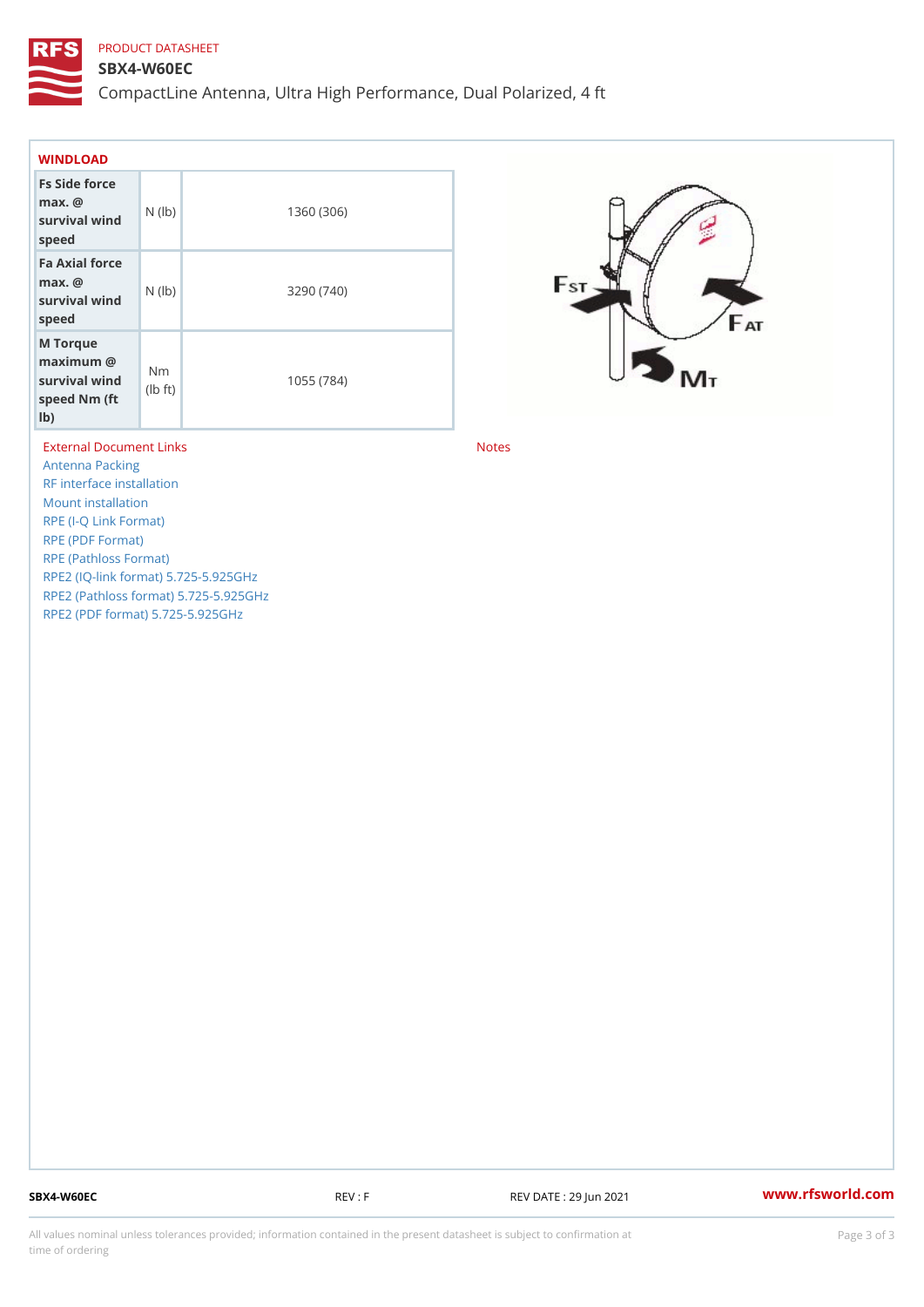## WINDLOAD

| | | |
|---|---|---|
| Fs Side force max. @ survival wind speed | N (lb) | 1360 (306) |
| Fa Axial force max. @ survival wind speed | N (lb) | 3290 (740) |
| M Torque maximum @ survival wind speed Nm (ft lb) | Nm (lb ft) | 1055 (784) |

FST

FAT

MT

### External Document Links

- Antenna Packing
- RF interface installation
- Mount installation
- RPE (I-Q Link Format)
- RPE (PDF Format)
- RPE (Pathloss Format)
- RPE2 (IQ-link format) 5.725-5.925GHz
- RPE2 (Pathloss format) 5.725-5.925GHz
- RPE2 (PDF format) 5.725-5.925GHz

### Notes